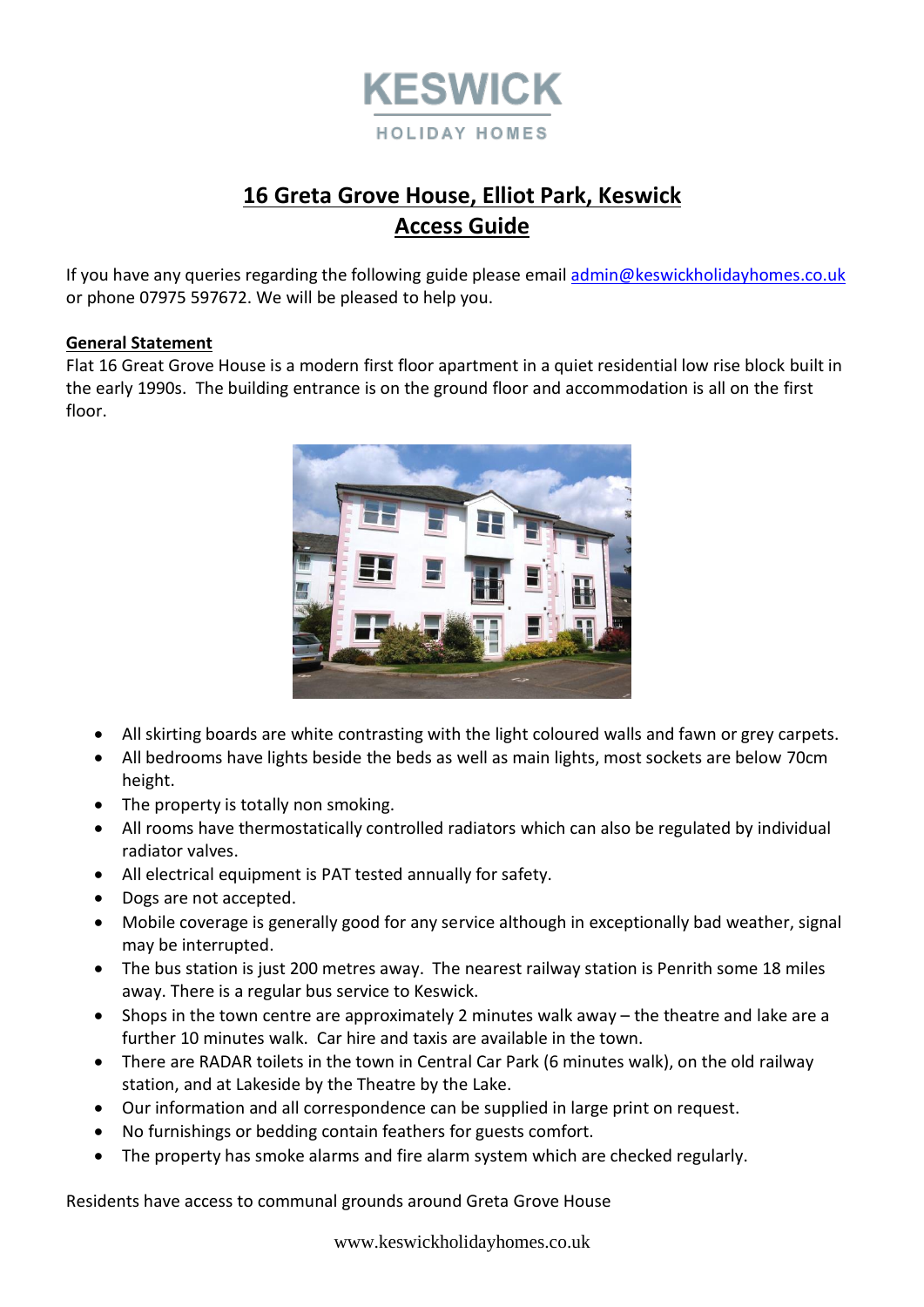KESWICK
HOLIDAY HOMES

# 16 Greta Grove House, Elliot Park, Keswick
# Access Guide

If you have any queries regarding the following guide please email admin@keswickholidayhomes.co.uk or phone 07975 597672. We will be pleased to help you.

**General Statement**

Flat 16 Great Grove House is a modern first floor apartment in a quiet residential low rise block built in the early 1990s. The building entrance is on the ground floor and accommodation is all on the first floor.

- All skirting boards are white contrasting with the light coloured walls and fawn or grey carpets.
- All bedrooms have lights beside the beds as well as main lights, most sockets are below 70cm height.
- The property is totally non smoking.
- All rooms have thermostatically controlled radiators which can also be regulated by individual radiator valves.
- All electrical equipment is PAT tested annually for safety.
- Dogs are not accepted.
- Mobile coverage is generally good for any service although in exceptionally bad weather, signal may be interrupted.
- The bus station is just 200 metres away. The nearest railway station is Penrith some 18 miles away. There is a regular bus service to Keswick.
- Shops in the town centre are approximately 2 minutes walk away – the theatre and lake are a further 10 minutes walk. Car hire and taxis are available in the town.
- There are RADAR toilets in the town in Central Car Park (6 minutes walk), on the old railway station, and at Lakeside by the Theatre by the Lake.
- Our information and all correspondence can be supplied in large print on request.
- No furnishings or bedding contain feathers for guests comfort.
- The property has smoke alarms and fire alarm system which are checked regularly.

Residents have access to communal grounds around Greta Grove House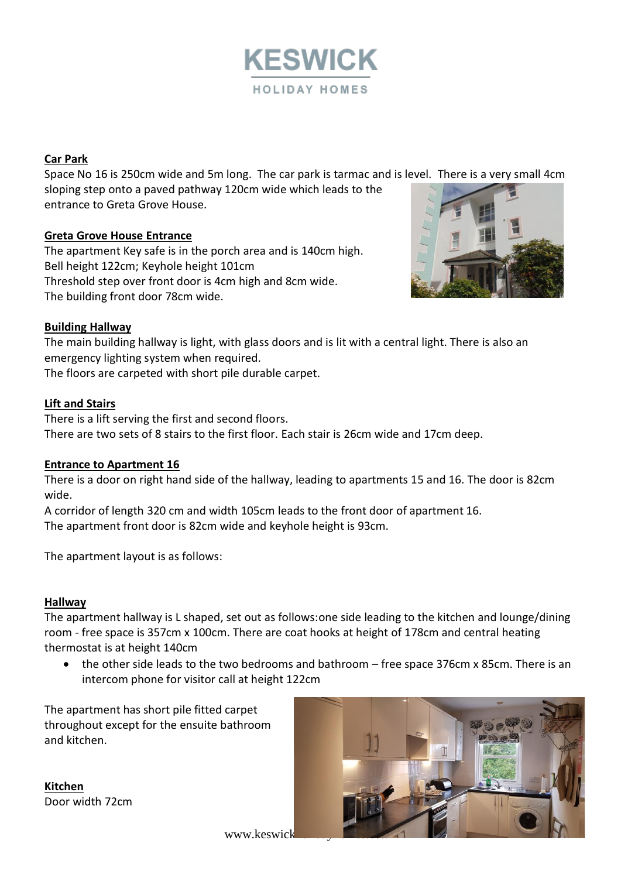# KESWICK
HOLIDAY HOMES

**Car Park**

Space No 16 is 250cm wide and 5m long. The car park is tarmac and is level. There is a very small 4cm sloping step onto a paved pathway 120cm wide which leads to the entrance to Greta Grove House.

**Greta Grove House Entrance**

The apartment Key safe is in the porch area and is 140cm high.
Bell height 122cm; Keyhole height 101cm
Threshold step over front door is 4cm high and 8cm wide.
The building front door 78cm wide.

**Building Hallway**

The main building hallway is light, with glass doors and is lit with a central light. There is also an emergency lighting system when required.
The floors are carpeted with short pile durable carpet.

**Lift and Stairs**

There is a lift serving the first and second floors.
There are two sets of 8 stairs to the first floor. Each stair is 26cm wide and 17cm deep.

**Entrance to Apartment 16**

There is a door on right hand side of the hallway, leading to apartments 15 and 16. The door is 82cm wide.
A corridor of length 320 cm and width 105cm leads to the front door of apartment 16.
The apartment front door is 82cm wide and keyhole height is 93cm.

The apartment layout is as follows:

**Hallway**

The apartment hallway is L shaped, set out as follows:one side leading to the kitchen and lounge/dining room - free space is 357cm x 100cm. There are coat hooks at height of 178cm and central heating thermostat is at height 140cm

- the other side leads to the two bedrooms and bathroom – free space 376cm x 85cm. There is an intercom phone for visitor call at height 122cm

The apartment has short pile fitted carpet throughout except for the ensuite bathroom and kitchen.

**Kitchen**

Door width 72cm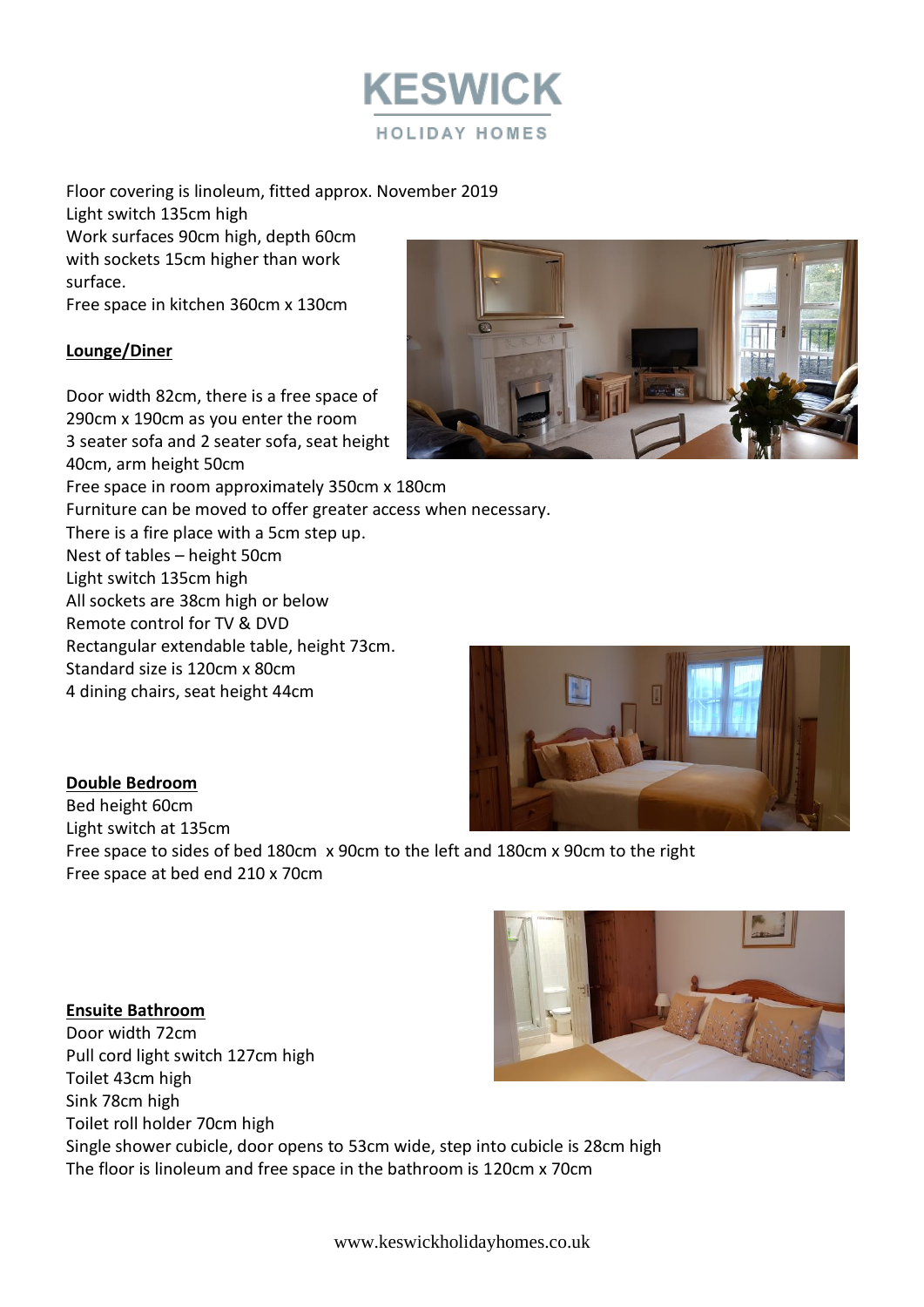Floor covering is linoleum, fitted approx. November 2019
Light switch 135cm high
Work surfaces 90cm high, depth 60cm with sockets 15cm higher than work surface.
Free space in kitchen 360cm x 130cm

**Lounge/Diner**

Door width 82cm, there is a free space of 290cm x 190cm as you enter the room
3 seater sofa and 2 seater sofa, seat height 40cm, arm height 50cm
Free space in room approximately 350cm x 180cm
Furniture can be moved to offer greater access when necessary.
There is a fire place with a 5cm step up.
Nest of tables – height 50cm
Light switch 135cm high
All sockets are 38cm high or below
Remote control for TV & DVD
Rectangular extendable table, height 73cm.
Standard size is 120cm x 80cm
4 dining chairs, seat height 44cm

**Double Bedroom**

Bed height 60cm
Light switch at 135cm
Free space to sides of bed 180cm x 90cm to the left and 180cm x 90cm to the right
Free space at bed end 210 x 70cm

**Ensuite Bathroom**

Door width 72cm
Pull cord light switch 127cm high
Toilet 43cm high
Sink 78cm high
Toilet roll holder 70cm high
Single shower cubicle, door opens to 53cm wide, step into cubicle is 28cm high
The floor is linoleum and free space in the bathroom is 120cm x 70cm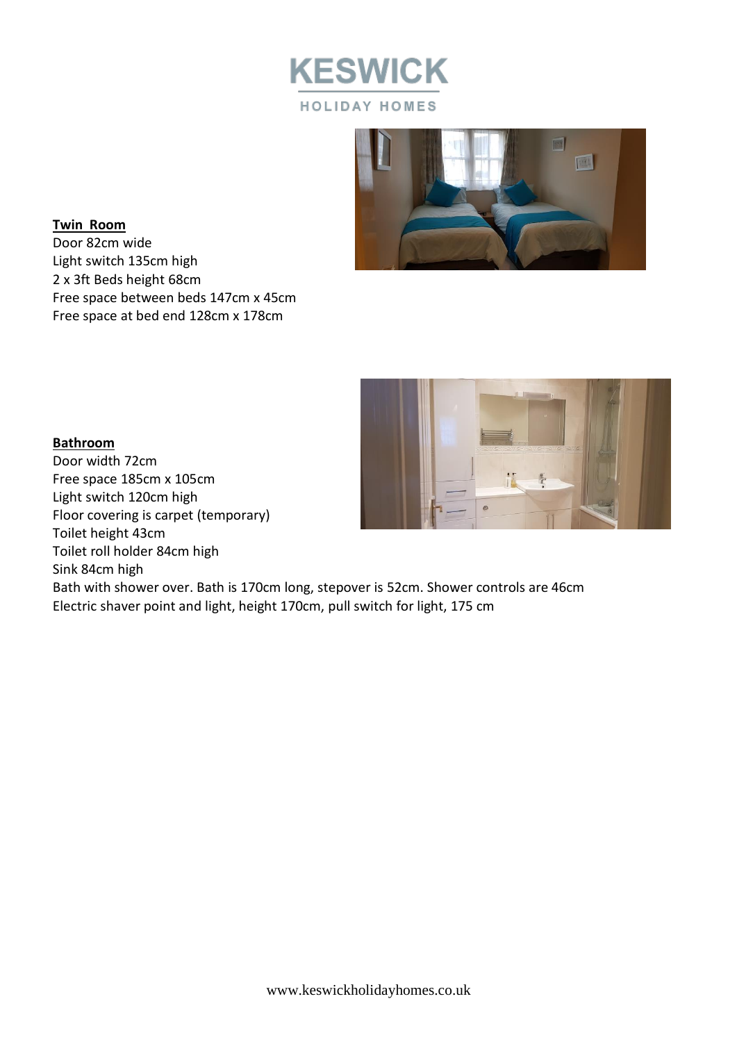**KESWICK**
HOLIDAY HOMES

**Twin Room**

Door 82cm wide
Light switch 135cm high
2 x 3ft Beds height 68cm
Free space between beds 147cm x 45cm
Free space at bed end 128cm x 178cm

**Bathroom**

Door width 72cm
Free space 185cm x 105cm
Light switch 120cm high
Floor covering is carpet (temporary)
Toilet height 43cm
Toilet roll holder 84cm high
Sink 84cm high
Bath with shower over. Bath is 170cm long, stepover is 52cm. Shower controls are 46cm
Electric shaver point and light, height 170cm, pull switch for light, 175 cm

www.keswickholidayhomes.co.uk